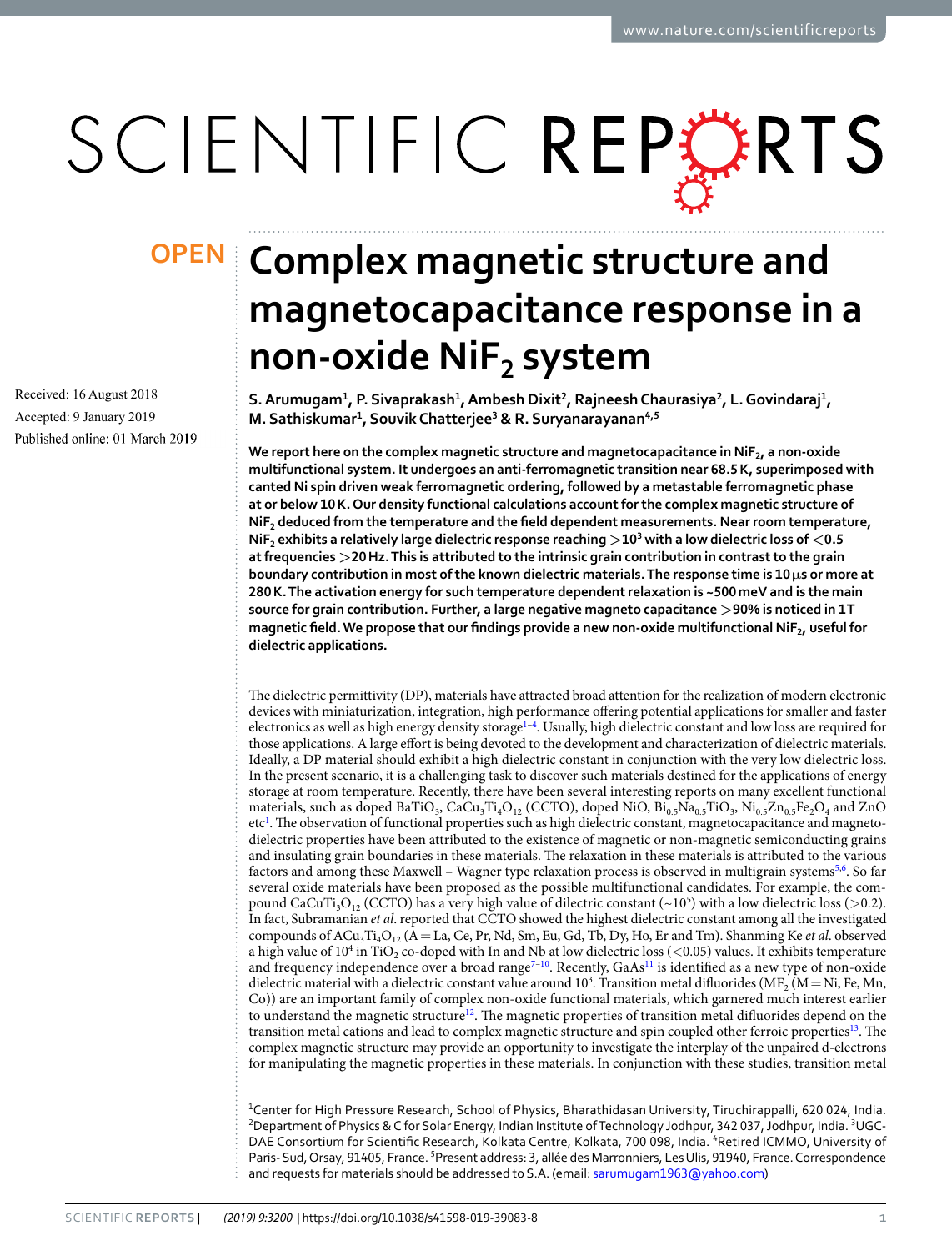OPEN

# Complex magnetic structure and magnetocapacitance response in a non-oxide $NiF_2$ system

**S. Arumugam[1], P. Sivaprakash[1], Ambesh Dixit[2], Rajneesh Chaurasiya[2], L. Govindaraj[1], M. Sathiskumar[1], Souvik Chatterjee[3] & R. Suryanarayanan[4,5]**

Received: 16 August 2018
Accepted: 9 January 2019
Published online: 01 March 2019

**We report here on the complex magnetic structure and magnetocapacitance in $NiF_2$, a non-oxide multifunctional system. It undergoes an anti-ferromagnetic transition near 68.5 K, superimposed with canted Ni spin driven weak ferromagnetic ordering, followed by a metastable ferromagnetic phase at or below 10 K. Our density functional calculations account for the complex magnetic structure of $NiF_2$ deduced from the temperature and the field dependent measurements. Near room temperature, $NiF_2$ exhibits a relatively large dielectric response reaching $>10^3$ with a low dielectric loss of $<0.5$ at frequencies $>20$ Hz. This is attributed to the intrinsic grain contribution in contrast to the grain boundary contribution in most of the known dielectric materials. The response time is 10 μs or more at 280 K. The activation energy for such temperature dependent relaxation is ~500 meV and is the main source for grain contribution. Further, a large negative magneto capacitance >90% is noticed in 1 T magnetic field. We propose that our findings provide a new non-oxide multifunctional $NiF_2$, useful for dielectric applications.**

The dielectric permittivity (DP), materials have attracted broad attention for the realization of modern electronic devices with miniaturization, integration, high performance offering potential applications for smaller and faster electronics as well as high energy density storage[1–4]. Usually, high dielectric constant and low loss are required for those applications. A large effort is being devoted to the development and characterization of dielectric materials. Ideally, a DP material should exhibit a high dielectric constant in conjunction with the very low dielectric loss. In the present scenario, it is a challenging task to discover such materials destined for the applications of energy storage at room temperature. Recently, there have been several interesting reports on many excellent functional materials, such as doped $BaTiO_3$, $CaCu_3Ti_4O_{12}$ (CCTO), doped NiO, $Bi_{0.5}Na_{0.5}TiO_3$, $Ni_{0.5}Zn_{0.5}Fe_2O_4$ and ZnO etc[1]. The observation of functional properties such as high dielectric constant, magnetocapacitance and magneto-dielectric properties have been attributed to the existence of magnetic or non-magnetic semiconducting grains and insulating grain boundaries in these materials. The relaxation in these materials is attributed to the various factors and among these Maxwell – Wagner type relaxation process is observed in multigrain systems[5,6]. So far several oxide materials have been proposed as the possible multifunctional candidates. For example, the compound $CaCuTi_3O_{12}$ (CCTO) has a very high value of dilectric constant (~$10^5$) with a low dielectric loss (>0.2). In fact, Subramanian *et al.* reported that CCTO showed the highest dielectric constant among all the investigated compounds of $ACu_3Ti_4O_{12}$ (A = La, Ce, Pr, Nd, Sm, Eu, Gd, Tb, Dy, Ho, Er and Tm). Shanming Ke *et al.* observed a high value of $10^4$ in $TiO_2$ co-doped with In and Nb at low dielectric loss (<0.05) values. It exhibits temperature and frequency independence over a broad range[7–10]. Recently, GaAs[11] is identified as a new type of non-oxide dielectric material with a dielectric constant value around $10^3$. Transition metal difluorides ($MF_2$ (M = Ni, Fe, Mn, Co)) are an important family of complex non-oxide functional materials, which garnered much interest earlier to understand the magnetic structure[12]. The magnetic properties of transition metal difluorides depend on the transition metal cations and lead to complex magnetic structure and spin coupled other ferroic properties[13]. The complex magnetic structure may provide an opportunity to investigate the interplay of the unpaired d-electrons for manipulating the magnetic properties in these materials. In conjunction with these studies, transition metal

[1]Center for High Pressure Research, School of Physics, Bharathidasan University, Tiruchirappalli, 620 024, India. [2]Department of Physics & C for Solar Energy, Indian Institute of Technology Jodhpur, 342 037, Jodhpur, India. [3]UGC-DAE Consortium for Scientific Research, Kolkata Centre, Kolkata, 700 098, India. [4]Retired ICMMO, University of Paris-Sud, Orsay, 91405, France. [5]Present address: 3, allée des Marronniers, Les Ulis, 91940, France. Correspondence and requests for materials should be addressed to S.A. (email: sarumugam1963@yahoo.com)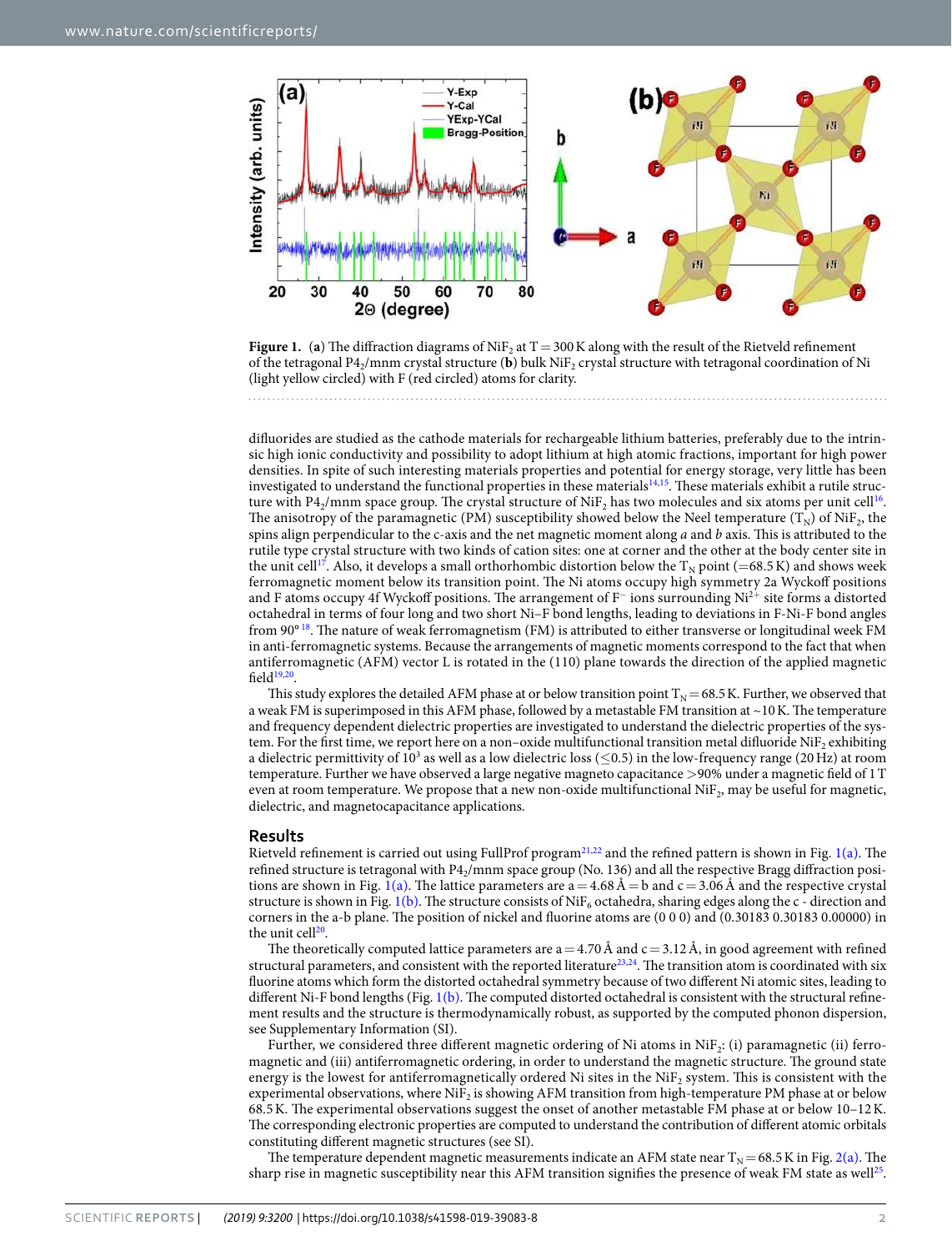**Figure 1.** (**a**) The diffraction diagrams of $NiF_2$ at T = 300 K along with the result of the Rietveld refinement of the tetragonal $P4_2/mnm$ crystal structure (**b**) bulk $NiF_2$ crystal structure with tetragonal coordination of Ni (light yellow circled) with F (red circled) atoms for clarity.

difluorides are studied as the cathode materials for rechargeable lithium batteries, preferably due to the intrinsic high ionic conductivity and possibility to adopt lithium at high atomic fractions, important for high power densities. In spite of such interesting materials properties and potential for energy storage, very little has been investigated to understand the functional properties in these materials[14,15]. These materials exhibit a rutile structure with $P4_2/mnm$ space group. The crystal structure of $NiF_2$ has two molecules and six atoms per unit cell[16]. The anisotropy of the paramagnetic (PM) susceptibility showed below the Neel temperature ($T_N$) of $NiF_2$, the spins align perpendicular to the c-axis and the net magnetic moment along *a* and *b* axis. This is attributed to the rutile type crystal structure with two kinds of cation sites: one at corner and the other at the body center site in the unit cell[17]. Also, it develops a small orthorhombic distortion below the $T_N$ point (=68.5 K) and shows week ferromagnetic moment below its transition point. The Ni atoms occupy high symmetry 2a Wyckoff positions and F atoms occupy 4f Wyckoff positions. The arrangement of $F^-$ ions surrounding $Ni^{2+}$ site forms a distorted octahedral in terms of four long and two short Ni–F bond lengths, leading to deviations in F-Ni-F bond angles from 90°[18]. The nature of weak ferromagnetism (FM) is attributed to either transverse or longitudinal week FM in anti-ferromagnetic systems. Because the arrangements of magnetic moments correspond to the fact that when antiferromagnetic (AFM) vector L is rotated in the (110) plane towards the direction of the applied magnetic field[19,20].

This study explores the detailed AFM phase at or below transition point $T_N$ = 68.5 K. Further, we observed that a weak FM is superimposed in this AFM phase, followed by a metastable FM transition at ~10 K. The temperature and frequency dependent dielectric properties are investigated to understand the dielectric properties of the system. For the first time, we report here on a non–oxide multifunctional transition metal difluoride $NiF_2$ exhibiting a dielectric permittivity of $10^3$ as well as a low dielectric loss ($\leq$0.5) in the low-frequency range (20 Hz) at room temperature. Further we have observed a large negative magneto capacitance >90% under a magnetic field of 1 T even at room temperature. We propose that a new non-oxide multifunctional $NiF_2$, may be useful for magnetic, dielectric, and magnetocapacitance applications.

## Results

Rietveld refinement is carried out using FullProf program[21,22] and the refined pattern is shown in Fig. 1(a). The refined structure is tetragonal with $P4_2/mnm$ space group (No. 136) and all the respective Bragg diffraction positions are shown in Fig. 1(a). The lattice parameters are a = 4.68 Å = b and c = 3.06 Å and the respective crystal structure is shown in Fig. 1(b). The structure consists of $NiF_6$ octahedra, sharing edges along the c - direction and corners in the a-b plane. The position of nickel and fluorine atoms are (0 0 0) and (0.30183 0.30183 0.00000) in the unit cell[20].

The theoretically computed lattice parameters are a = 4.70 Å and c = 3.12 Å, in good agreement with refined structural parameters, and consistent with the reported literature[23,24]. The transition atom is coordinated with six fluorine atoms which form the distorted octahedral symmetry because of two different Ni atomic sites, leading to different Ni-F bond lengths (Fig. 1(b). The computed distorted octahedral is consistent with the structural refinement results and the structure is thermodynamically robust, as supported by the computed phonon dispersion, see Supplementary Information (SI).

Further, we considered three different magnetic ordering of Ni atoms in $NiF_2$: (i) paramagnetic (ii) ferromagnetic and (iii) antiferromagnetic ordering, in order to understand the magnetic structure. The ground state energy is the lowest for antiferromagnetically ordered Ni sites in the $NiF_2$ system. This is consistent with the experimental observations, where $NiF_2$ is showing AFM transition from high-temperature PM phase at or below 68.5 K. The experimental observations suggest the onset of another metastable FM phase at or below 10–12 K. The corresponding electronic properties are computed to understand the contribution of different atomic orbitals constituting different magnetic structures (see SI).

The temperature dependent magnetic measurements indicate an AFM state near $T_N$ = 68.5 K in Fig. 2(a). The sharp rise in magnetic susceptibility near this AFM transition signifies the presence of weak FM state as well[25].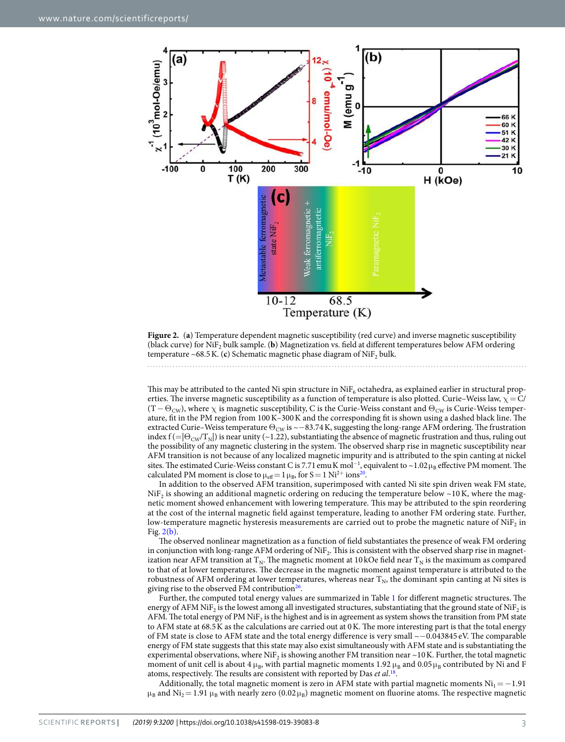**Figure 2.** (**a**) Temperature dependent magnetic susceptibility (red curve) and inverse magnetic susceptibility (black curve) for $NiF_2$ bulk sample. (**b**) Magnetization vs. field at different temperatures below AFM ordering temperature ~68.5 K. (**c**) Schematic magnetic phase diagram of $NiF_2$ bulk.

This may be attributed to the canted Ni spin structure in $NiF_6$ octahedra, as explained earlier in structural properties. The inverse magnetic susceptibility as a function of temperature is also plotted. Curie–Weiss law, $\chi = C/(T - \Theta_{CW})$, where $\chi$ is magnetic susceptibility, C is the Curie-Weiss constant and $\Theta_{CW}$ is Curie-Weiss temperature, fit in the PM region from 100 K–300 K and the corresponding fit is shown using a dashed black line. The extracted Curie–Weiss temperature $\Theta_{CW}$ is ~−83.74 K, suggesting the long-range AFM ordering. The frustration index f ($=|\Theta_{CW}/T_N|$) is near unity (~1.22), substantiating the absence of magnetic frustration and thus, ruling out the possibility of any magnetic clustering in the system. The observed sharp rise in magnetic susceptibility near AFM transition is not because of any localized magnetic impurity and is attributed to the spin canting at nickel sites. The estimated Curie-Weiss constant C is 7.71 emu K $mol^{-1}$, equivalent to ~1.02 $\mu_B$ effective PM moment. The calculated PM moment is close to $\mu_{eff} = 1\,\mu_B$, for S = 1 $Ni^{2+}$ ions[20].

In addition to the observed AFM transition, superimposed with canted Ni site spin driven weak FM state, $NiF_2$ is showing an additional magnetic ordering on reducing the temperature below ~10 K, where the magnetic moment showed enhancement with lowering temperature. This may be attributed to the spin reordering at the cost of the internal magnetic field against temperature, leading to another FM ordering state. Further, low-temperature magnetic hysteresis measurements are carried out to probe the magnetic nature of $NiF_2$ in Fig. 2(b).

The observed nonlinear magnetization as a function of field substantiates the presence of weak FM ordering in conjunction with long-range AFM ordering of $NiF_2$. This is consistent with the observed sharp rise in magnetization near AFM transition at $T_N$. The magnetic moment at 10 kOe field near $T_N$ is the maximum as compared to that of at lower temperatures. The decrease in the magnetic moment against temperature is attributed to the robustness of AFM ordering at lower temperatures, whereas near $T_N$, the dominant spin canting at Ni sites is giving rise to the observed FM contribution[26].

Further, the computed total energy values are summarized in Table 1 for different magnetic structures. The energy of AFM $NiF_2$ is the lowest among all investigated structures, substantiating that the ground state of $NiF_2$ is AFM. The total energy of PM $NiF_2$ is the highest and is in agreement as system shows the transition from PM state to AFM state at 68.5 K as the calculations are carried out at 0 K. The more interesting part is that the total energy of FM state is close to AFM state and the total energy difference is very small ~−0.043845 eV. The comparable energy of FM state suggests that this state may also exist simultaneously with AFM state and is substantiating the experimental observations, where $NiF_2$ is showing another FM transition near ~10 K. Further, the total magnetic moment of unit cell is about 4 $\mu_B$, with partial magnetic moments 1.92 $\mu_B$ and 0.05 $\mu_B$ contributed by Ni and F atoms, respectively. The results are consistent with reported by Das *et al.*[18].

Additionally, the total magnetic moment is zero in AFM state with partial magnetic moments $Ni_1 = -1.91\,\mu_B$ and $Ni_2 = 1.91\,\mu_B$ with nearly zero (0.02 $\mu_B$) magnetic moment on fluorine atoms. The respective magnetic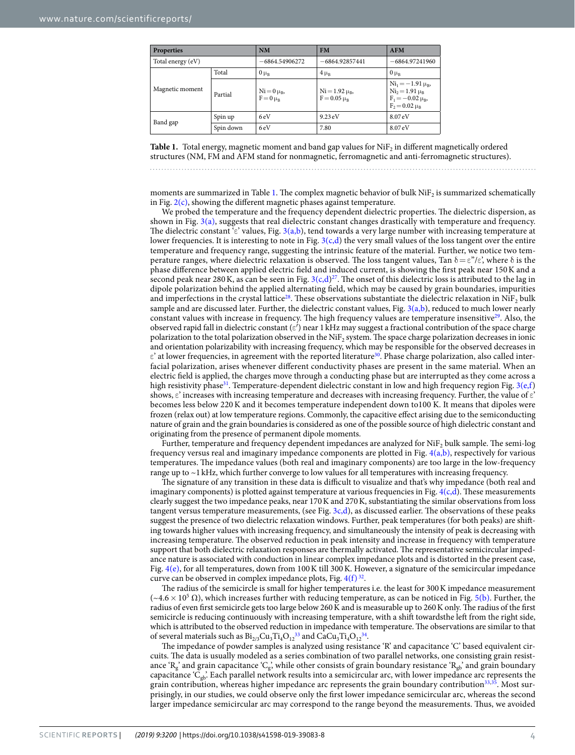| Properties | | NM | FM | AFM |
|---|---|---|---|---|
| Total energy (eV) | | −6864.54906272 | −6864.92857441 | −6864.97241960 |
| Magnetic moment | Total | 0 $\mu_B$ | 4 $\mu_B$ | 0 $\mu_B$ |
| | Partial | Ni = 0 $\mu_B$, F = 0 $\mu_B$ | Ni = 1.92 $\mu_B$, F = 0.05 $\mu_B$ | $Ni_1$ = −1.91 $\mu_B$, $Ni_2$ = 1.91 $\mu_B$ $F_1$ = −0.02 $\mu_B$, $F_2$ = 0.02 $\mu_B$ |
| Band gap | Spin up | 6 eV | 9.23 eV | 8.07 eV |
| | Spin down | 6 eV | 7.80 | 8.07 eV |

**Table 1.** Total energy, magnetic moment and band gap values for $NiF_2$ in different magnetically ordered structures (NM, FM and AFM stand for nonmagnetic, ferromagnetic and anti-ferromagnetic structures).

moments are summarized in Table 1. The complex magnetic behavior of bulk $NiF_2$ is summarized schematically in Fig. 2(c), showing the different magnetic phases against temperature.

We probed the temperature and the frequency dependent dielectric properties. The dielectric dispersion, as shown in Fig. 3(a), suggests that real dielectric constant changes drastically with temperature and frequency. The dielectric constant 'ε' values, Fig. 3(a,b), tend towards a very large number with increasing temperature at lower frequencies. It is interesting to note in Fig. 3(c,d) the very small values of the loss tangent over the entire temperature and frequency range, suggesting the intrinsic feature of the material. Further, we notice two temperature ranges, where dielectric relaxation is observed. The loss tangent values, Tan δ = ε''/ε', where δ is the phase difference between applied electric field and induced current, is showing the first peak near 150 K and a second peak near 280 K, as can be seen in Fig. 3(c,d)[27]. The onset of this dielectric loss is attributed to the lag in dipole polarization behind the applied alternating field, which may be caused by grain boundaries, impurities and imperfections in the crystal lattice[28]. These observations substantiate the dielectric relaxation in $NiF_2$ bulk sample and are discussed later. Further, the dielectric constant values, Fig. 3(a,b), reduced to much lower nearly constant values with increase in frequency. The high frequency values are temperature insensitive[29]. Also, the observed rapid fall in dielectric constant (ε') near 1 kHz may suggest a fractional contribution of the space charge polarization to the total polarization observed in the $NiF_2$ system. The space charge polarization decreases in ionic and orientation polarizability with increasing frequency, which may be responsible for the observed decreases in ε' at lower frequencies, in agreement with the reported literature[30]. Phase charge polarization, also called interfacial polarization, arises whenever different conductivity phases are present in the same material. When an electric field is applied, the charges move through a conducting phase but are interrupted as they come across a high resistivity phase[31]. Temperature-dependent dielectric constant in low and high frequency region Fig. 3(e,f) shows, ε' increases with increasing temperature and decreases with increasing frequency. Further, the value of ε' becomes less below 220 K and it becomes temperature independent down to100 K. It means that dipoles were frozen (relax out) at low temperature regions. Commonly, the capacitive effect arising due to the semiconducting nature of grain and the grain boundaries is considered as one of the possible source of high dielectric constant and originating from the presence of permanent dipole moments.

Further, temperature and frequency dependent impedances are analyzed for $NiF_2$ bulk sample. The semi-log frequency versus real and imaginary impedance components are plotted in Fig. 4(a,b), respectively for various temperatures. The impedance values (both real and imaginary components) are too large in the low-frequency range up to ~1 kHz, which further converge to low values for all temperatures with increasing frequency.

The signature of any transition in these data is difficult to visualize and that's why impedance (both real and imaginary components) is plotted against temperature at various frequencies in Fig. 4(c,d). These measurements clearly suggest the two impedance peaks, near 170 K and 270 K, substantiating the similar observations from loss tangent versus temperature measurements, (see Fig. 3c,d), as discussed earlier. The observations of these peaks suggest the presence of two dielectric relaxation windows. Further, peak temperatures (for both peaks) are shifting towards higher values with increasing frequency, and simultaneously the intensity of peak is decreasing with increasing temperature. The observed reduction in peak intensity and increase in frequency with temperature support that both dielectric relaxation responses are thermally activated. The representative semicircular impedance nature is associated with conduction in linear complex impedance plots and is distorted in the present case, Fig. 4(e), for all temperatures, down from 100 K till 300 K. However, a signature of the semicircular impedance curve can be observed in complex impedance plots, Fig. 4(f) [32].

The radius of the semicircle is small for higher temperatures i.e. the least for 300 K impedance measurement (~$4.6 \times 10^5$ Ω), which increases further with reducing temperature, as can be noticed in Fig. 5(b). Further, the radius of even first semicircle gets too large below 260 K and is measurable up to 260 K only. The radius of the first semicircle is reducing continuously with increasing temperature, with a shift towardsthe left from the right side, which is attributed to the observed reduction in impedance with temperature. The observations are similar to that of several materials such as $Bi_{2/3}Cu_3Ti_4O_{12}$[33] and $CaCu_3Ti_4O_{12}$[34].

The impedance of powder samples is analyzed using resistance 'R' and capacitance 'C' based equivalent circuits. The data is usually modeled as a series combination of two parallel networks, one consisting grain resistance '$R_g$' and grain capacitance '$C_g$', while other consists of grain boundary resistance '$R_{gb}$' and grain boundary capacitance '$C_{gb}$'. Each parallel network results into a semicircular arc, with lower impedance arc represents the grain contribution, whereas higher impedance arc represents the grain boundary contribution[33,35]. Most surprisingly, in our studies, we could observe only the first lower impedance semicircular arc, whereas the second larger impedance semicircular arc may correspond to the range beyond the measurements. Thus, we avoided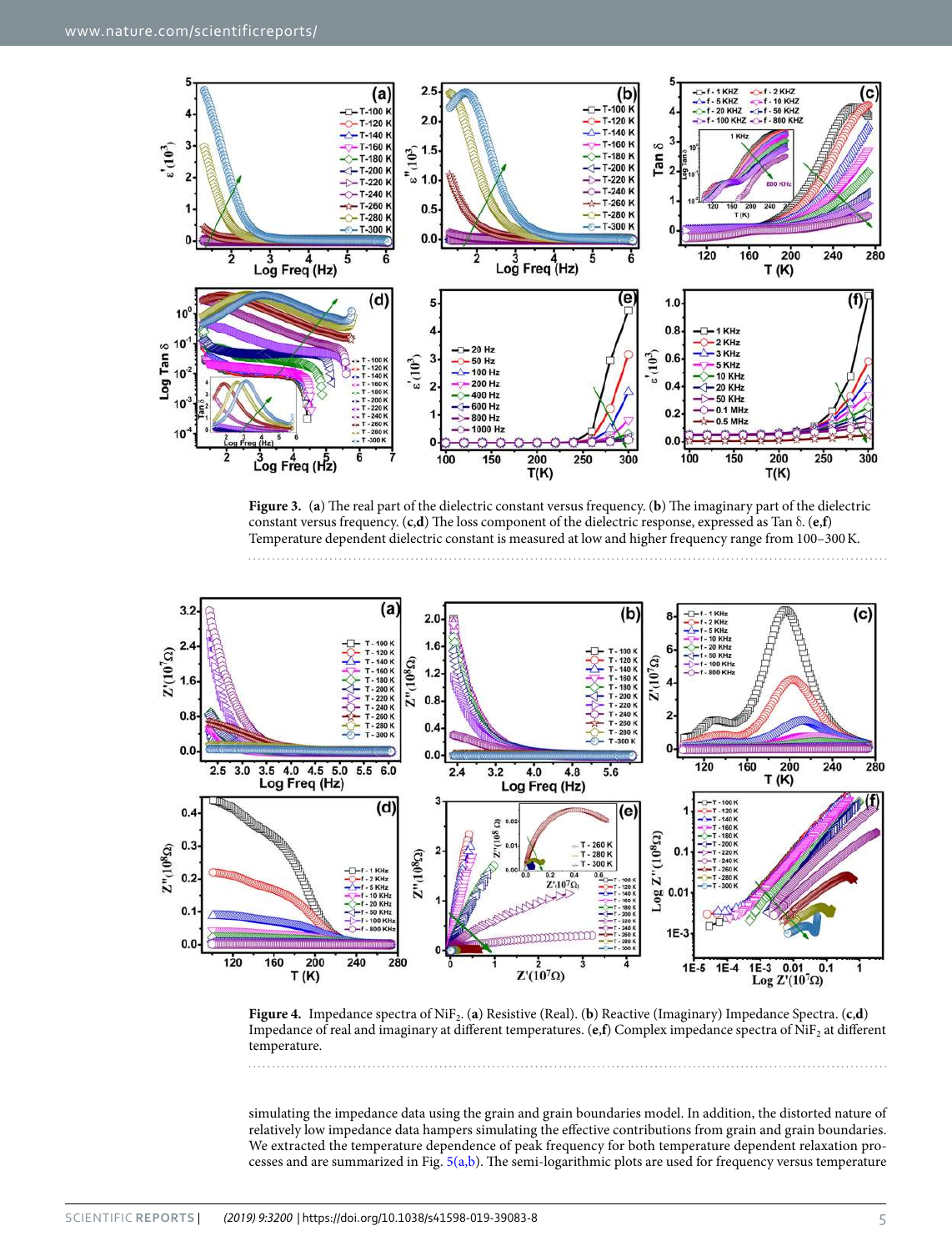**Figure 3.** (**a**) The real part of the dielectric constant versus frequency. (**b**) The imaginary part of the dielectric constant versus frequency. (**c**,**d**) The loss component of the dielectric response, expressed as Tan δ. (**e**,**f**) Temperature dependent dielectric constant is measured at low and higher frequency range from 100–300 K.

**Figure 4.** Impedance spectra of $NiF_2$. (**a**) Resistive (Real). (**b**) Reactive (Imaginary) Impedance Spectra. (**c**,**d**) Impedance of real and imaginary at different temperatures. (**e**,**f**) Complex impedance spectra of $NiF_2$ at different temperature.

simulating the impedance data using the grain and grain boundaries model. In addition, the distorted nature of relatively low impedance data hampers simulating the effective contributions from grain and grain boundaries. We extracted the temperature dependence of peak frequency for both temperature dependent relaxation processes and are summarized in Fig. 5(a,b). The semi-logarithmic plots are used for frequency versus temperature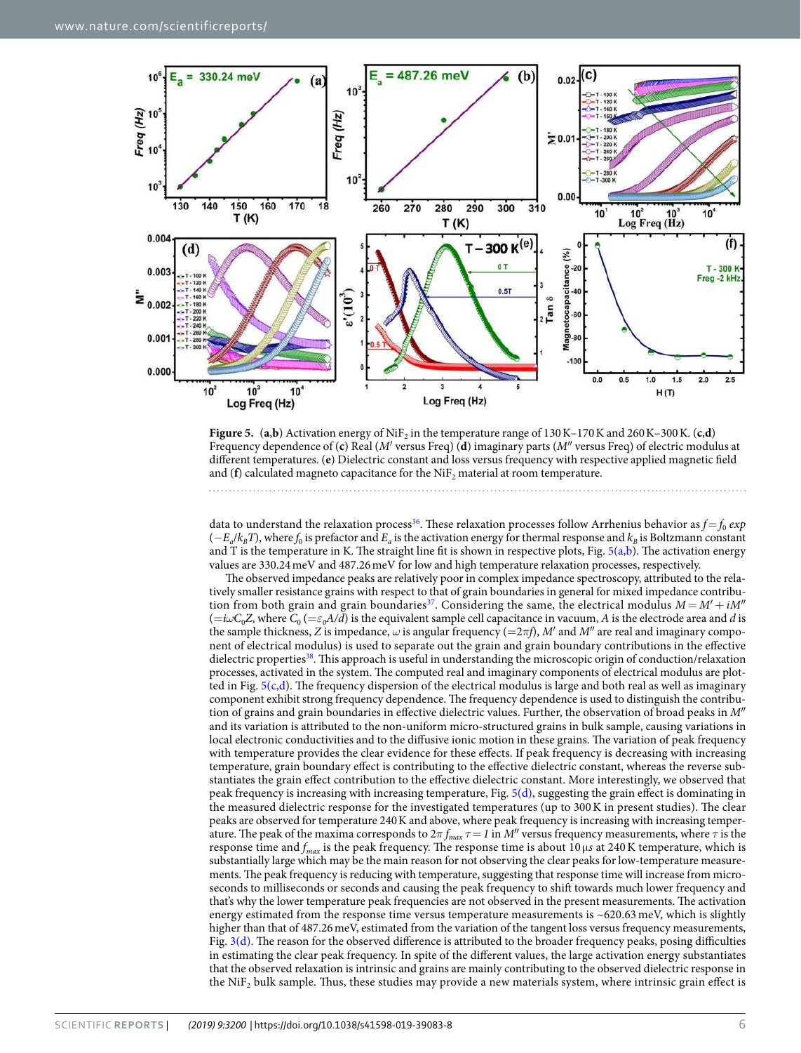**Figure 5.** (**a**,**b**) Activation energy of $NiF_2$ in the temperature range of 130 K–170 K and 260 K–300 K. (**c**,**d**) Frequency dependence of (**c**) Real ($M'$ versus Freq) (**d**) imaginary parts ($M''$ versus Freq) of electric modulus at different temperatures. (**e**) Dielectric constant and loss versus frequency with respective applied magnetic field and (**f**) calculated magneto capacitance for the $NiF_2$ material at room temperature.

data to understand the relaxation process[36]. These relaxation processes follow Arrhenius behavior as $f = f_0 \, exp(-E_a/k_BT)$, where $f_0$ is prefactor and $E_a$ is the activation energy for thermal response and $k_B$ is Boltzmann constant and T is the temperature in K. The straight line fit is shown in respective plots, Fig. 5(a,b). The activation energy values are 330.24 meV and 487.26 meV for low and high temperature relaxation processes, respectively.

The observed impedance peaks are relatively poor in complex impedance spectroscopy, attributed to the relatively smaller resistance grains with respect to that of grain boundaries in general for mixed impedance contribution from both grain and grain boundaries[37]. Considering the same, the electrical modulus $M = M' + iM''$ ($= i\omega C_0 Z$, where $C_0$ ($= \varepsilon_0 A/d$) is the equivalent sample cell capacitance in vacuum, $A$ is the electrode area and $d$ is the sample thickness, $Z$ is impedance, $\omega$ is angular frequency ($= 2\pi f$), $M'$ and $M''$ are real and imaginary component of electrical modulus) is used to separate out the grain and grain boundary contributions in the effective dielectric properties[38]. This approach is useful in understanding the microscopic origin of conduction/relaxation processes, activated in the system. The computed real and imaginary components of electrical modulus are plotted in Fig. 5(c,d). The frequency dispersion of the electrical modulus is large and both real as well as imaginary component exhibit strong frequency dependence. The frequency dependence is used to distinguish the contribution of grains and grain boundaries in effective dielectric values. Further, the observation of broad peaks in $M''$ and its variation is attributed to the non-uniform micro-structured grains in bulk sample, causing variations in local electronic conductivities and to the diffusive ionic motion in these grains. The variation of peak frequency with temperature provides the clear evidence for these effects. If peak frequency is decreasing with increasing temperature, grain boundary effect is contributing to the effective dielectric constant, whereas the reverse substantiates the grain effect contribution to the effective dielectric constant. More interestingly, we observed that peak frequency is increasing with increasing temperature, Fig. 5(d), suggesting the grain effect is dominating in the measured dielectric response for the investigated temperatures (up to 300 K in present studies). The clear peaks are observed for temperature 240 K and above, where peak frequency is increasing with increasing temperature. The peak of the maxima corresponds to $2\pi f_{max} \tau = 1$ in $M''$ versus frequency measurements, where $\tau$ is the response time and $f_{max}$ is the peak frequency. The response time is about 10 μs at 240 K temperature, which is substantially large which may be the main reason for not observing the clear peaks for low-temperature measurements. The peak frequency is reducing with temperature, suggesting that response time will increase from microseconds to milliseconds or seconds and causing the peak frequency to shift towards much lower frequency and that's why the lower temperature peak frequencies are not observed in the present measurements. The activation energy estimated from the response time versus temperature measurements is ~620.63 meV, which is slightly higher than that of 487.26 meV, estimated from the variation of the tangent loss versus frequency measurements, Fig. 3(d). The reason for the observed difference is attributed to the broader frequency peaks, posing difficulties in estimating the clear peak frequency. In spite of the different values, the large activation energy substantiates that the observed relaxation is intrinsic and grains are mainly contributing to the observed dielectric response in the $NiF_2$ bulk sample. Thus, these studies may provide a new materials system, where intrinsic grain effect is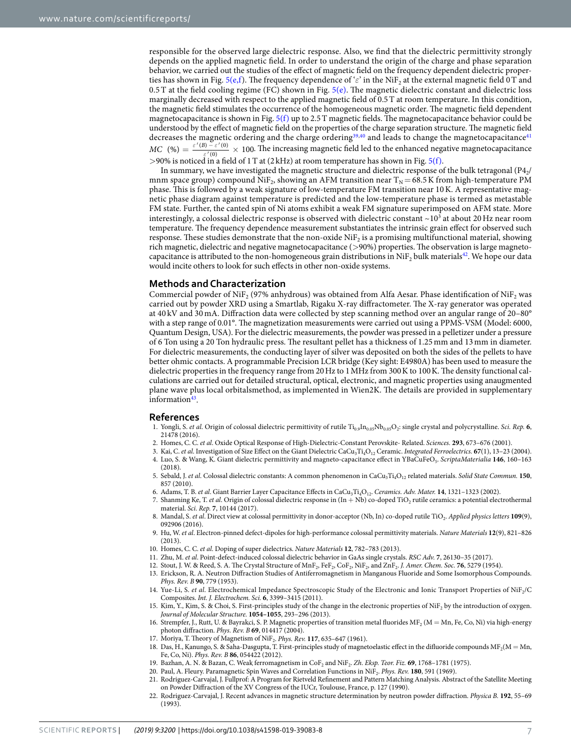responsible for the observed large dielectric response. Also, we find that the dielectric permittivity strongly depends on the applied magnetic field. In order to understand the origin of the charge and phase separation behavior, we carried out the studies of the effect of magnetic field on the frequency dependent dielectric properties has shown in Fig. 5(e,f). The frequency dependence of '$\varepsilon'$' in the $NiF_2$ at the external magnetic field 0 T and 0.5 T at the field cooling regime (FC) shown in Fig. 5(e). The magnetic dielectric constant and dielectric loss marginally decreased with respect to the applied magnetic field of 0.5 T at room temperature. In this condition, the magnetic field stimulates the occurrence of the homogeneous magnetic order. The magnetic field dependent magnetocapacitance is shown in Fig. 5(f) up to 2.5 T magnetic fields. The magnetocapacitance behavior could be understood by the effect of magnetic field on the properties of the charge separation structure. The magnetic field decreases the magnetic ordering and the charge ordering[39,40] and leads to change the magnetocapacitance[41] $MC\ (\%) = \frac{\varepsilon'(B) - \varepsilon'(0)}{\varepsilon'(0)} \times 100$. The increasing magnetic field led to the enhanced negative magnetocapacitance >90% is noticed in a field of 1 T at (2 kHz) at room temperature has shown in Fig. 5(f).

In summary, we have investigated the magnetic structure and dielectric response of the bulk tetragonal ($P4_2/mnm$ space group) compound $NiF_2$, showing an AFM transition near $T_N = 68.5$ K from high-temperature PM phase. This is followed by a weak signature of low-temperature FM transition near 10 K. A representative magnetic phase diagram against temperature is predicted and the low-temperature phase is termed as metastable FM state. Further, the canted spin of Ni atoms exhibit a weak FM signature superimposed on AFM state. More interestingly, a colossal dielectric response is observed with dielectric constant ~$10^3$ at about 20 Hz near room temperature. The frequency dependence measurement substantiates the intrinsic grain effect for observed such response. These studies demonstrate that the non-oxide $NiF_2$ is a promising multifunctional material, showing rich magnetic, dielectric and negative magnetocapacitance (>90%) properties. The observation is large magnetocapacitance is attributed to the non-homogeneous grain distributions in $NiF_2$ bulk materials[42]. We hope our data would incite others to look for such effects in other non-oxide systems.

## Methods and Characterization

Commercial powder of $NiF_2$ (97% anhydrous) was obtained from Alfa Aesar. Phase identification of $NiF_2$ was carried out by powder XRD using a Smartlab, Rigaku X-ray diffractometer. The X-ray generator was operated at 40 kV and 30 mA. Diffraction data were collected by step scanning method over an angular range of 20–80° with a step range of 0.01°. The magnetization measurements were carried out using a PPMS-VSM (Model: 6000, Quantum Design, USA). For the dielectric measurements, the powder was pressed in a pelletizer under a pressure of 6 Ton using a 20 Ton hydraulic press. The resultant pellet has a thickness of 1.25 mm and 13 mm in diameter. For dielectric measurements, the conducting layer of silver was deposited on both the sides of the pellets to have better ohmic contacts. A programmable Precision LCR bridge (Key sight: E4980A) has been used to measure the dielectric properties in the frequency range from 20 Hz to 1 MHz from 300 K to 100 K. The density functional calculations are carried out for detailed structural, optical, electronic, and magnetic properties using anaugmented plane wave plus local orbitalsmethod, as implemented in Wien2K. The details are provided in supplementary information[43].

## References

1. Yongli, S. *et al.* Origin of colossal dielectric permittivity of rutile $Ti_{0.9}In_{0.05}Nb_{0.05}O_2$: single crystal and polycrystalline. *Sci. Rep.* **6**, 21478 (2016).
2. Homes, C. C. *et al*. Oxide Optical Response of High-Dielectric-Constant Perovskite- Related. *Sciences.* **293**, 673–676 (2001).
3. Kai, C. *et al*. Investigation of Size Effect on the Giant Dielectric $CaCu_3Ti_4O_{12}$ Ceramic. *Integrated Ferroelectrics.* **67**(1), 13–23 (2004).
4. Luo, S. & Wang, K. Giant dielectric permittivity and magneto-capacitance effect in $YBaCuFeO_5$. *ScriptaMaterialia* **146**, 160–163 (2018).
5. Sebald, J. *et al*. Colossal dielectric constants: A common phenomenon in $CaCu_3Ti_4O_{12}$ related materials. *Solid State Commun.* **150**, 857 (2010).
6. Adams, T. B. *et al*. Giant Barrier Layer Capacitance Effects in $CaCu_3Ti_4O_{12}$. *Ceramics. Adv. Mater.* **14**, 1321–1323 (2002).
7. Shanming Ke, T. *et al*. Origin of colossal dielectric response in (In + Nb) co-doped $TiO_2$ rutile ceramics: a potential electrothermal material. *Sci. Rep.* **7**, 10144 (2017).
8. Mandal, S. *et al*. Direct view at colossal permittivity in donor-acceptor (Nb, In) co-doped rutile $TiO_2$. *Applied physics letters* **109**(9), 092906 (2016).
9. Hu, W. *et al*. Electron-pinned defect-dipoles for high-performance colossal permittivity materials. *Nature Materials* **12**(9), 821–826 (2013).
10. Homes, C. C. *et al*. Doping of super dielectrics. *Nature Materials* **12**, 782–783 (2013).
11. Zhu, M. *et al*. Point-defect-induced colossal dielectric behavior in GaAs single crystals. *RSC Adv.* **7**, 26130–35 (2017).
12. Stout, J. W. & Reed, S. A. The Crystal Structure of $MnF_2$, $FeF_2$, $CoF_2$, $NiF_2$, and $ZnF_2$. *J. Amer. Chem. Soc.* **76**, 5279 (1954).
13. Erickson, R. A. Neutron Diffraction Studies of Antiferromagnetism in Manganous Fluoride and Some Isomorphous Compounds. *Phys. Rev. B* **90**, 779 (1953).
14. Yue-Li, S. *et al*. Electrochemical Impedance Spectroscopic Study of the Electronic and Ionic Transport Properties of $NiF_2$/C Composites. *Int. J. Electrochem. Sci.* **6**, 3399–3415 (2011).
15. Kim, Y., Kim, S. & Choi, S. First-principles study of the change in the electronic properties of $NiF_2$ by the introduction of oxygen. *Journal of Molecular Structure.* **1054–1055**, 293–296 (2013).
16. Strempfer, J., Rutt, U. & Bayrakci, S. P. Magnetic properties of transition metal fluorides $MF_2$ (M = Mn, Fe, Co, Ni) via high-energy photon diffraction. *Phys. Rev. B* **69**, 014417 (2004).
17. Moriya, T. Theory of Magnetism of $NiF_2$. *Phys. Rev.* **117**, 635–647 (1961).
18. Das, H., Kanungo, S. & Saha-Dasgupta, T. First-principles study of magnetoelastic effect in the difluoride compounds $MF_2$(M = Mn, Fe, Co, Ni). *Phys. Rev. B* **86**, 054422 (2012).
19. Bazhan, A. N. & Bazan, C. Weak ferromagnetism in $CoF_2$ and $NiF_2$. *Zh. Eksp. Teor. Fiz.* **69**, 1768–1781 (1975).
20. Paul, A. Fleury. Paramagnetic Spin Waves and Correlation Functions in $NiF_2$. *Phys. Rev.* **180**, 591 (1969).
21. Rodriguez-Carvajal, J. Fullprof: A Program for Rietveld Refinement and Pattern Matching Analysis. Abstract of the Satellite Meeting on Powder Diffraction of the XV Congress of the IUCr, Toulouse, France, p. 127 (1990).
22. Rodriguez-Carvajal, J. Recent advances in magnetic structure determination by neutron powder diffraction. *Physica B.* **192**, 55–69 (1993).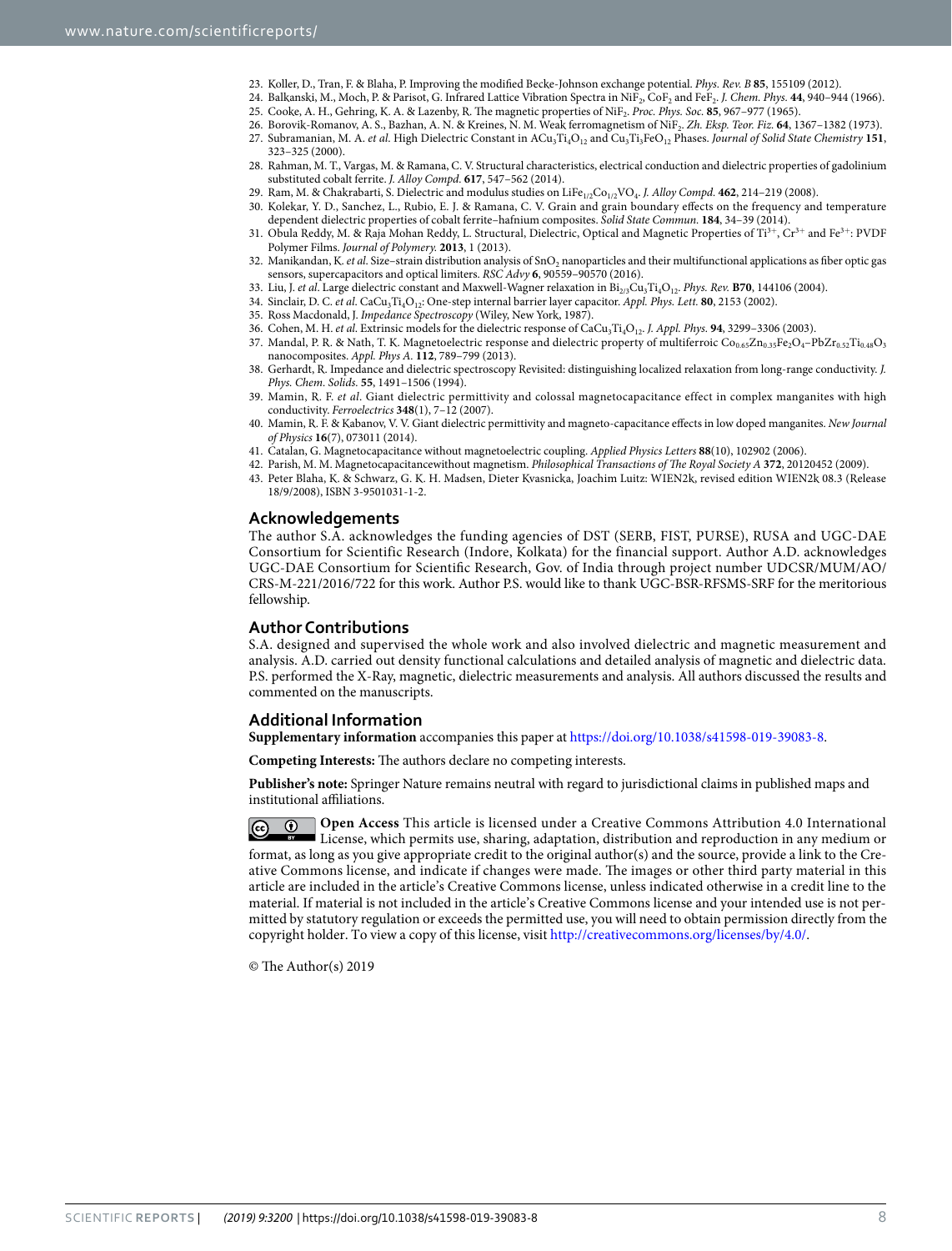23. Koller, D., Tran, F. & Blaha, P. Improving the modified Becke-Johnson exchange potential. *Phys. Rev. B* **85**, 155109 (2012).
24. Balkanski, M., Moch, P. & Parisot, G. Infrared Lattice Vibration Spectra in $NiF_2$, $CoF_2$ and $FeF_2$. *J. Chem. Phys.* **44**, 940–944 (1966).
25. Cooke, A. H., Gehring, K. A. & Lazenby, R. The magnetic properties of $NiF_2$. *Proc. Phys. Soc.* **85**, 967–977 (1965).
26. Borovik-Romanov, A. S., Bazhan, A. N. & Kreines, N. M. Weak ferromagnetism of $NiF_2$. *Zh. Eksp. Teor. Fiz.* **64**, 1367–1382 (1973).
27. Subramanian, M. A. *et al.* High Dielectric Constant in $ACu_3Ti_4O_{12}$ and $Cu_3Ti_3FeO_{12}$ Phases. *Journal of Solid State Chemistry* **151**, 323–325 (2000).
28. Rahman, M. T., Vargas, M. & Ramana, C. V. Structural characteristics, electrical conduction and dielectric properties of gadolinium substituted cobalt ferrite. *J. Alloy Compd.* **617**, 547–562 (2014).
29. Ram, M. & Chakrabarti, S. Dielectric and modulus studies on $LiFe_{1/2}Co_{1/2}VO_4$. *J. Alloy Compd.* **462**, 214–219 (2008).
30. Kolekar, Y. D., Sanchez, L., Rubio, E. J. & Ramana, C. V. Grain and grain boundary effects on the frequency and temperature dependent dielectric properties of cobalt ferrite–hafnium composites. *Solid State Commun.* **184**, 34–39 (2014).
31. Obula Reddy, M. & Raja Mohan Reddy, L. Structural, Dielectric, Optical and Magnetic Properties of $Ti^{3+}$, $Cr^{3+}$ and $Fe^{3+}$: PVDF Polymer Films. *Journal of Polymery.* **2013**, 1 (2013).
32. Manikandan, K. *et al.* Size–strain distribution analysis of $SnO_2$ nanoparticles and their multifunctional applications as fiber optic gas sensors, supercapacitors and optical limiters. *RSC Advy* **6**, 90559–90570 (2016).
33. Liu, J. *et al.* Large dielectric constant and Maxwell-Wagner relaxation in $Bi_{2/3}Cu_3Ti_4O_{12}$. *Phys. Rev.* **B70**, 144106 (2004).
34. Sinclair, D. C. *et al.* $CaCu_3Ti_4O_{12}$: One-step internal barrier layer capacitor. *Appl. Phys. Lett.* **80**, 2153 (2002).
35. Ross Macdonald, J. *Impedance Spectroscopy* (Wiley, New York, 1987).
36. Cohen, M. H. *et al.* Extrinsic models for the dielectric response of $CaCu_3Ti_4O_{12}$. *J. Appl. Phys.* **94**, 3299–3306 (2003).
37. Mandal, P. R. & Nath, T. K. Magnetoelectric response and dielectric property of multiferroic $Co_{0.65}Zn_{0.35}Fe_2O_4$–$PbZr_{0.52}Ti_{0.48}O_3$ nanocomposites. *Appl. Phys A.* **112**, 789–799 (2013).
38. Gerhardt, R. Impedance and dielectric spectroscopy Revisited: distinguishing localized relaxation from long-range conductivity. *J. Phys. Chem. Solids.* **55**, 1491–1506 (1994).
39. Mamin, R. F. *et al.* Giant dielectric permittivity and colossal magnetocapacitance effect in complex manganites with high conductivity. *Ferroelectrics* **348**(1), 7–12 (2007).
40. Mamin, R. F. & Kabanov, V. V. Giant dielectric permittivity and magneto-capacitance effects in low doped manganites. *New Journal of Physics* **16**(7), 073011 (2014).
41. Catalan, G. Magnetocapacitance without magnetoelectric coupling. *Applied Physics Letters* **88**(10), 102902 (2006).
42. Parish, M. M. Magnetocapacitancewithout magnetism. *Philosophical Transactions of The Royal Society A* **372**, 20120452 (2009).
43. Peter Blaha, K. & Schwarz, G. K. H. Madsen, Dieter Kvasnicka, Joachim Luitz: WIEN2k, revised edition WIEN2k 08.3 (Release 18/9/2008), ISBN 3-9501031-1-2.

## Acknowledgements

The author S.A. acknowledges the funding agencies of DST (SERB, FIST, PURSE), RUSA and UGC-DAE Consortium for Scientific Research (Indore, Kolkata) for the financial support. Author A.D. acknowledges UGC-DAE Consortium for Scientific Research, Gov. of India through project number UDCSR/MUM/AO/CRS-M-221/2016/722 for this work. Author P.S. would like to thank UGC-BSR-RFSMS-SRF for the meritorious fellowship.

## Author Contributions

S.A. designed and supervised the whole work and also involved dielectric and magnetic measurement and analysis. A.D. carried out density functional calculations and detailed analysis of magnetic and dielectric data. P.S. performed the X-Ray, magnetic, dielectric measurements and analysis. All authors discussed the results and commented on the manuscripts.

## Additional Information

**Supplementary information** accompanies this paper at https://doi.org/10.1038/s41598-019-39083-8.

**Competing Interests:** The authors declare no competing interests.

**Publisher's note:** Springer Nature remains neutral with regard to jurisdictional claims in published maps and institutional affiliations.

**Open Access** This article is licensed under a Creative Commons Attribution 4.0 International License, which permits use, sharing, adaptation, distribution and reproduction in any medium or format, as long as you give appropriate credit to the original author(s) and the source, provide a link to the Creative Commons license, and indicate if changes were made. The images or other third party material in this article are included in the article's Creative Commons license, unless indicated otherwise in a credit line to the material. If material is not included in the article's Creative Commons license and your intended use is not permitted by statutory regulation or exceeds the permitted use, you will need to obtain permission directly from the copyright holder. To view a copy of this license, visit http://creativecommons.org/licenses/by/4.0/.

© The Author(s) 2019